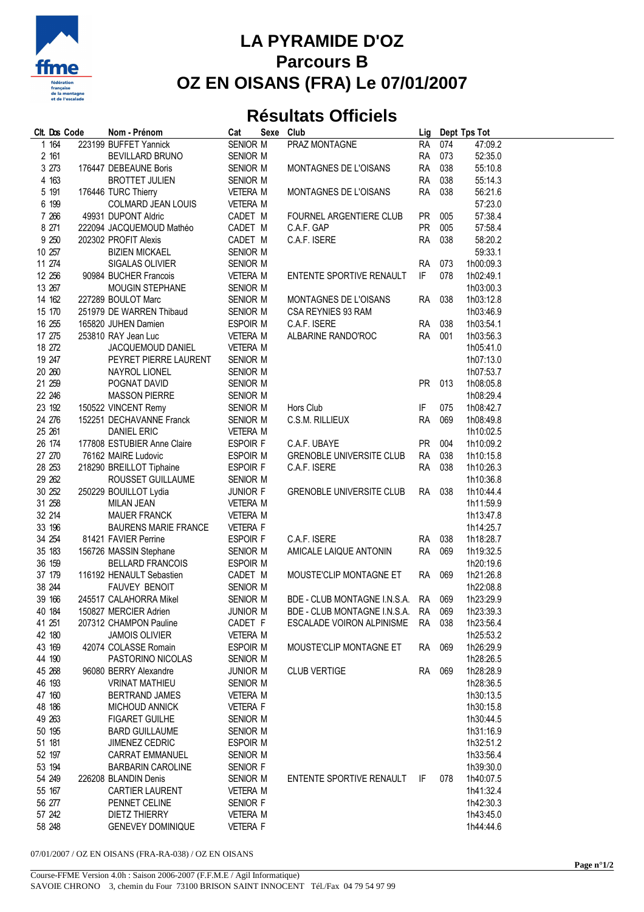# LA PYRAMIDE D'OZ

## Parcours B

## OZ EN OISANS (FRA) Le 07/01/2007

## Résultats Officiels

| Clt. | Dos | Code | Nom - Prénom | Cat | Sexe | Club | Lig | Dept | Tps Tot |
|---|---|---|---|---|---|---|---|---|---|
| 1 | 164 | 223199 | BUFFET Yannick | SENIOR | M | PRAZ MONTAGNE | RA | 074 | 47:09.2 |
| 2 | 161 | | BEVILLARD BRUNO | SENIOR | M | | RA | 073 | 52:35.0 |
| 3 | 273 | 176447 | DEBEAUNE Boris | SENIOR | M | MONTAGNES DE L'OISANS | RA | 038 | 55:10.8 |
| 4 | 163 | | BROTTET JULIEN | SENIOR | M | | RA | 038 | 55:14.3 |
| 5 | 191 | 176446 | TURC Thierry | VETERA | M | MONTAGNES DE L'OISANS | RA | 038 | 56:21.6 |
| 6 | 199 | | COLMARD JEAN LOUIS | VETERA | M | | | | 57:23.0 |
| 7 | 266 | 49931 | DUPONT Aldric | CADET | M | FOURNEL ARGENTIERE CLUB | PR | 005 | 57:38.4 |
| 8 | 271 | 222094 | JACQUEMOUD Mathéo | CADET | M | C.A.F. GAP | PR | 005 | 57:58.4 |
| 9 | 250 | 202302 | PROFIT Alexis | CADET | M | C.A.F. ISERE | RA | 038 | 58:20.2 |
| 10 | 257 | | BIZIEN MICKAEL | SENIOR | M | | | | 59:33.1 |
| 11 | 274 | | SIGALAS OLIVIER | SENIOR | M | | RA | 073 | 1h00:09.3 |
| 12 | 256 | 90984 | BUCHER Francois | VETERA | M | ENTENTE SPORTIVE RENAULT | IF | 078 | 1h02:49.1 |
| 13 | 267 | | MOUGIN STEPHANE | SENIOR | M | | | | 1h03:00.3 |
| 14 | 162 | 227289 | BOULOT Marc | SENIOR | M | MONTAGNES DE L'OISANS | RA | 038 | 1h03:12.8 |
| 15 | 170 | 251979 | DE WARREN Thibaud | SENIOR | M | CSA REYNIES 93 RAM | | | 1h03:46.9 |
| 16 | 255 | 165820 | JUHEN Damien | ESPOIR | M | C.A.F. ISERE | RA | 038 | 1h03:54.1 |
| 17 | 275 | 253810 | RAY Jean Luc | VETERA | M | ALBARINE RANDO'ROC | RA | 001 | 1h03:56.3 |
| 18 | 272 | | JACQUEMOUD DANIEL | VETERA | M | | | | 1h05:41.0 |
| 19 | 247 | | PEYRET PIERRE LAURENT | SENIOR | M | | | | 1h07:13.0 |
| 20 | 260 | | NAYROL LIONEL | SENIOR | M | | | | 1h07:53.7 |
| 21 | 259 | | POGNAT DAVID | SENIOR | M | | PR | 013 | 1h08:05.8 |
| 22 | 246 | | MASSON PIERRE | SENIOR | M | | | | 1h08:29.4 |
| 23 | 192 | 150522 | VINCENT Remy | SENIOR | M | Hors Club | IF | 075 | 1h08:42.7 |
| 24 | 276 | 152251 | DECHAVANNE Franck | SENIOR | M | C.S.M. RILLIEUX | RA | 069 | 1h08:49.8 |
| 25 | 261 | | DANIEL ERIC | VETERA | M | | | | 1h10:02.5 |
| 26 | 174 | 177808 | ESTUBIER Anne Claire | ESPOIR | F | C.A.F. UBAYE | PR | 004 | 1h10:09.2 |
| 27 | 270 | 76162 | MAIRE Ludovic | ESPOIR | M | GRENOBLE UNIVERSITE CLUB | RA | 038 | 1h10:15.8 |
| 28 | 253 | 218290 | BREILLOT Tiphaine | ESPOIR | F | C.A.F. ISERE | RA | 038 | 1h10:26.3 |
| 29 | 262 | | ROUSSET GUILLAUME | SENIOR | M | | | | 1h10:36.8 |
| 30 | 252 | 250229 | BOUILLOT Lydia | JUNIOR | F | GRENOBLE UNIVERSITE CLUB | RA | 038 | 1h10:44.4 |
| 31 | 258 | | MILAN JEAN | VETERA | M | | | | 1h11:59.9 |
| 32 | 214 | | MAUER FRANCK | VETERA | M | | | | 1h13:47.8 |
| 33 | 196 | | BAURENS MARIE FRANCE | VETERA | F | | | | 1h14:25.7 |
| 34 | 254 | 81421 | FAVIER Perrine | ESPOIR | F | C.A.F. ISERE | RA | 038 | 1h18:28.7 |
| 35 | 183 | 156726 | MASSIN Stephane | SENIOR | M | AMICALE LAIQUE ANTONIN | RA | 069 | 1h19:32.5 |
| 36 | 159 | | BELLARD FRANCOIS | ESPOIR | M | | | | 1h20:19.6 |
| 37 | 179 | 116192 | HENAULT Sebastien | CADET | M | MOUSTE'CLIP MONTAGNE ET | RA | 069 | 1h21:26.8 |
| 38 | 244 | | FAUVEY BENOIT | SENIOR | M | | | | 1h22:08.8 |
| 39 | 166 | 245517 | CALAHORRA Mikel | SENIOR | M | BDE - CLUB MONTAGNE I.N.S.A. | RA | 069 | 1h23:29.9 |
| 40 | 184 | 150827 | MERCIER Adrien | JUNIOR | M | BDE - CLUB MONTAGNE I.N.S.A. | RA | 069 | 1h23:39.3 |
| 41 | 251 | 207312 | CHAMPON Pauline | CADET | F | ESCALADE VOIRON ALPINISME | RA | 038 | 1h23:56.4 |
| 42 | 180 | | JAMOIS OLIVIER | VETERA | M | | | | 1h25:53.2 |
| 43 | 169 | 42074 | COLASSE Romain | ESPOIR | M | MOUSTE'CLIP MONTAGNE ET | RA | 069 | 1h26:29.9 |
| 44 | 190 | | PASTORINO NICOLAS | SENIOR | M | | | | 1h28:26.5 |
| 45 | 268 | 96080 | BERRY Alexandre | JUNIOR | M | CLUB VERTIGE | RA | 069 | 1h28:28.9 |
| 46 | 193 | | VRINAT MATHIEU | SENIOR | M | | | | 1h28:36.5 |
| 47 | 160 | | BERTRAND JAMES | VETERA | M | | | | 1h30:13.5 |
| 48 | 186 | | MICHOUD ANNICK | VETERA | F | | | | 1h30:15.8 |
| 49 | 263 | | FIGARET GUILHE | SENIOR | M | | | | 1h30:44.5 |
| 50 | 195 | | BARD GUILLAUME | SENIOR | M | | | | 1h31:16.9 |
| 51 | 181 | | JIMENEZ CEDRIC | ESPOIR | M | | | | 1h32:51.2 |
| 52 | 197 | | CARRAT EMMANUEL | SENIOR | M | | | | 1h33:56.4 |
| 53 | 194 | | BARBARIN CAROLINE | SENIOR | F | | | | 1h39:30.0 |
| 54 | 249 | 226208 | BLANDIN Denis | SENIOR | M | ENTENTE SPORTIVE RENAULT | IF | 078 | 1h40:07.5 |
| 55 | 167 | | CARTIER LAURENT | VETERA | M | | | | 1h41:32.4 |
| 56 | 277 | | PENNET CELINE | SENIOR | F | | | | 1h42:30.3 |
| 57 | 242 | | DIETZ THIERRY | VETERA | M | | | | 1h43:45.0 |
| 58 | 248 | | GENEVEY DOMINIQUE | VETERA | F | | | | 1h44:44.6 |

07/01/2007 / OZ EN OISANS (FRA-RA-038) / OZ EN OISANS

Course-FFME Version 4.0h : Saison 2006-2007 (F.F.M.E / Agil Informatique)
SAVOIE CHRONO 3, chemin du Four 73100 BRISON SAINT INNOCENT Tél./Fax 04 79 54 97 99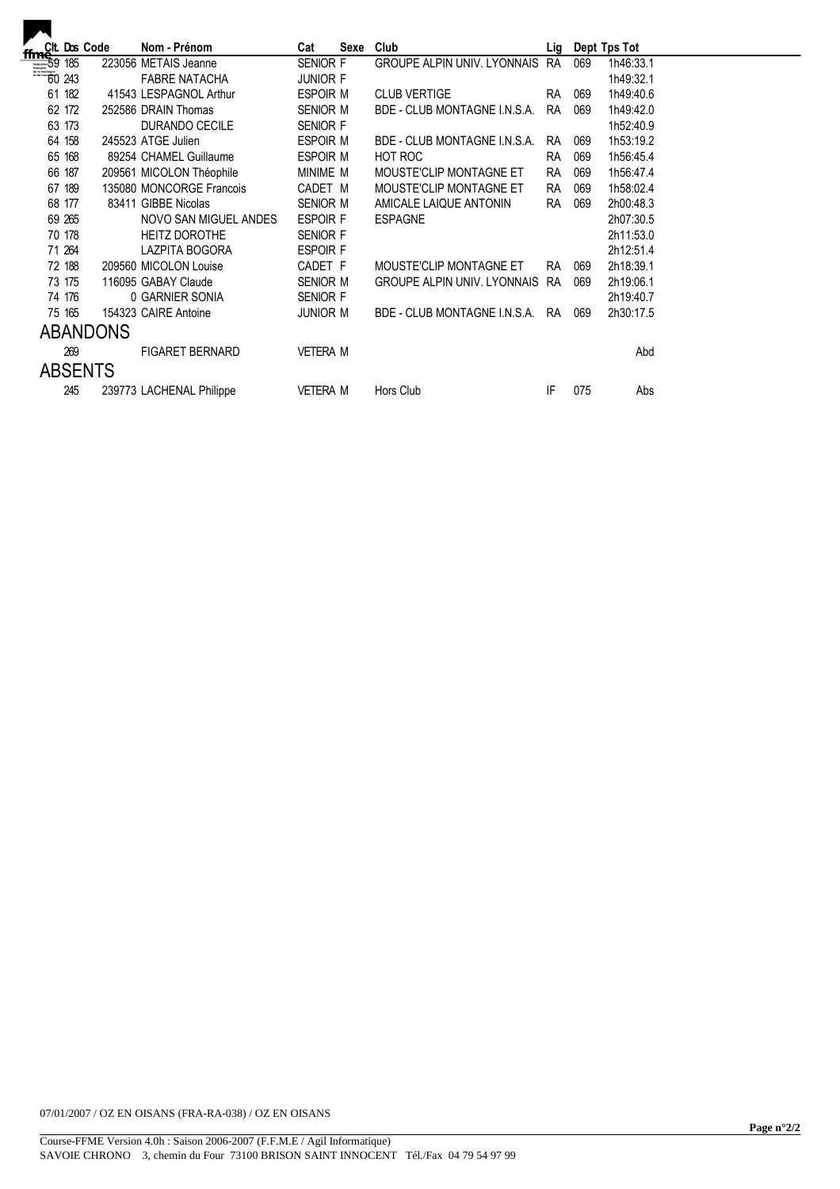| Clt. | Dos | Code | Nom - Prénom | Cat | Sexe | Club | Lig | Dept | Tps Tot |
|---|---|---|---|---|---|---|---|---|---|
| 59 | 185 | 223056 | METAIS Jeanne | SENIOR | F | GROUPE ALPIN UNIV. LYONNAIS | RA | 069 | 1h46:33.1 |
| 60 | 243 | | FABRE NATACHA | JUNIOR | F | | | | 1h49:32.1 |
| 61 | 182 | 41543 | LESPAGNOL Arthur | ESPOIR | M | CLUB VERTIGE | RA | 069 | 1h49:40.6 |
| 62 | 172 | 252586 | DRAIN Thomas | SENIOR | M | BDE - CLUB MONTAGNE I.N.S.A. | RA | 069 | 1h49:42.0 |
| 63 | 173 | | DURANDO CECILE | SENIOR | F | | | | 1h52:40.9 |
| 64 | 158 | 245523 | ATGE Julien | ESPOIR | M | BDE - CLUB MONTAGNE I.N.S.A. | RA | 069 | 1h53:19.2 |
| 65 | 168 | 89254 | CHAMEL Guillaume | ESPOIR | M | HOT ROC | RA | 069 | 1h56:45.4 |
| 66 | 187 | 209561 | MICOLON Théophile | MINIME | M | MOUSTE'CLIP MONTAGNE ET | RA | 069 | 1h56:47.4 |
| 67 | 189 | 135080 | MONCORGE Francois | CADET | M | MOUSTE'CLIP MONTAGNE ET | RA | 069 | 1h58:02.4 |
| 68 | 177 | 83411 | GIBBE Nicolas | SENIOR | M | AMICALE LAIQUE ANTONIN | RA | 069 | 2h00:48.3 |
| 69 | 265 | | NOVO SAN MIGUEL ANDES | ESPOIR | F | ESPAGNE | | | 2h07:30.5 |
| 70 | 178 | | HEITZ DOROTHE | SENIOR | F | | | | 2h11:53.0 |
| 71 | 264 | | LAZPITA BOGORA | ESPOIR | F | | | | 2h12:51.4 |
| 72 | 188 | 209560 | MICOLON Louise | CADET | F | MOUSTE'CLIP MONTAGNE ET | RA | 069 | 2h18:39.1 |
| 73 | 175 | 116095 | GABAY Claude | SENIOR | M | GROUPE ALPIN UNIV. LYONNAIS | RA | 069 | 2h19:06.1 |
| 74 | 176 | 0 | GARNIER SONIA | SENIOR | F | | | | 2h19:40.7 |
| 75 | 165 | 154323 | CAIRE Antoine | JUNIOR | M | BDE - CLUB MONTAGNE I.N.S.A. | RA | 069 | 2h30:17.5 |

## ABANDONS

| Clt. | Dos | Code | Nom - Prénom | Cat | Sexe | Club | Lig | Dept | Tps Tot |
|---|---|---|---|---|---|---|---|---|---|
| | 269 | | FIGARET BERNARD | VETERA | M | | | | Abd |

## ABSENTS

| Clt. | Dos | Code | Nom - Prénom | Cat | Sexe | Club | Lig | Dept | Tps Tot |
|---|---|---|---|---|---|---|---|---|---|
| | 245 | 239773 | LACHENAL Philippe | VETERA | M | Hors Club | IF | 075 | Abs |

07/01/2007 / OZ EN OISANS (FRA-RA-038) / OZ EN OISANS

Course-FFME Version 4.0h : Saison 2006-2007 (F.F.M.E / Agil Informatique)
SAVOIE CHRONO 3, chemin du Four 73100 BRISON SAINT INNOCENT Tél./Fax 04 79 54 97 99